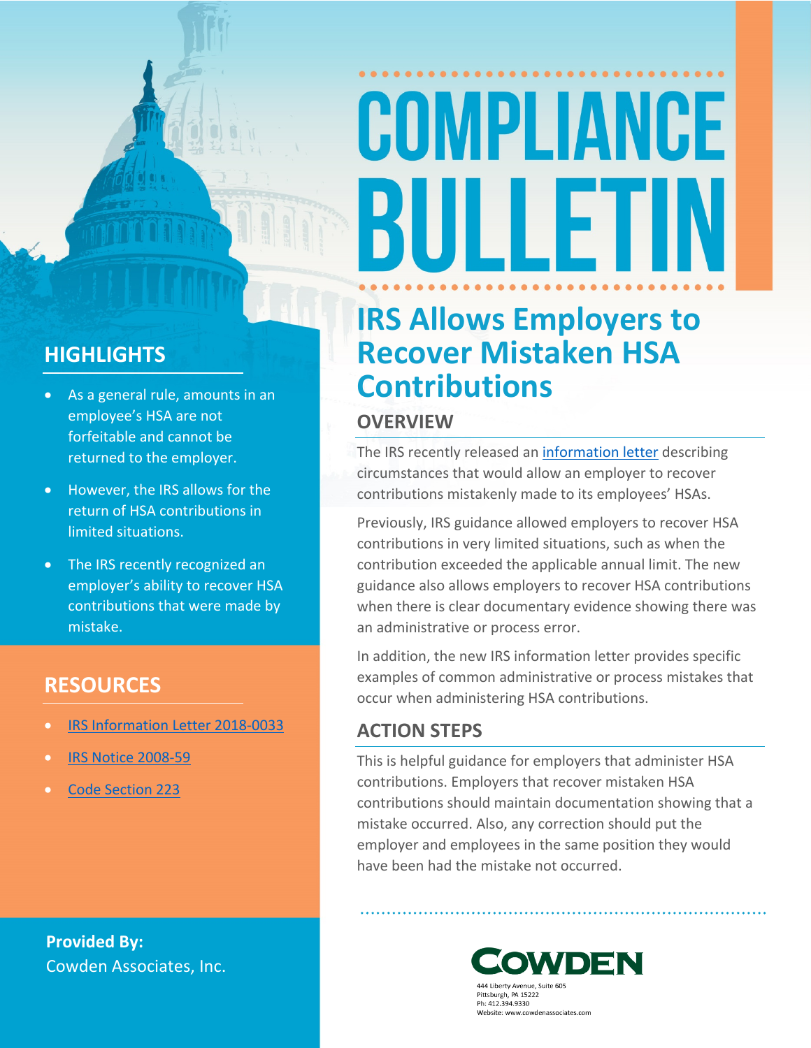# COMPLIANCE BULLETIN

## IRS Allows Employers to Recover Mistaken HSA Contributions

### OVERVIEW

The IRS recently released an [information letter] describing circumstances that would allow an employer to recover contributions mistakenly made to its employees' HSAs.

Previously, IRS guidance allowed employers to recover HSA contributions in very limited situations, such as when the contribution exceeded the applicable annual limit. The new guidance also allows employers to recover HSA contributions when there is clear documentary evidence showing there was an administrative or process error.

In addition, the new IRS information letter provides specific examples of common administrative or process mistakes that occur when administering HSA contributions.

### ACTION STEPS

This is helpful guidance for employers that administer HSA contributions. Employers that recover mistaken HSA contributions should maintain documentation showing that a mistake occurred. Also, any correction should put the employer and employees in the same position they would have been had the mistake not occurred.

### HIGHLIGHTS

- As a general rule, amounts in an employee's HSA are not forfeitable and cannot be returned to the employer.
- However, the IRS allows for the return of HSA contributions in limited situations.
- The IRS recently recognized an employer's ability to recover HSA contributions that were made by mistake.

### RESOURCES

- IRS Information Letter 2018-0033
- IRS Notice 2008-59
- Code Section 223

**Provided By:**
Cowden Associates, Inc.

COWDEN
444 Liberty Avenue, Suite 605
Pittsburgh, PA 15222
Ph: 412.394.9330
Website: www.cowdenassociates.com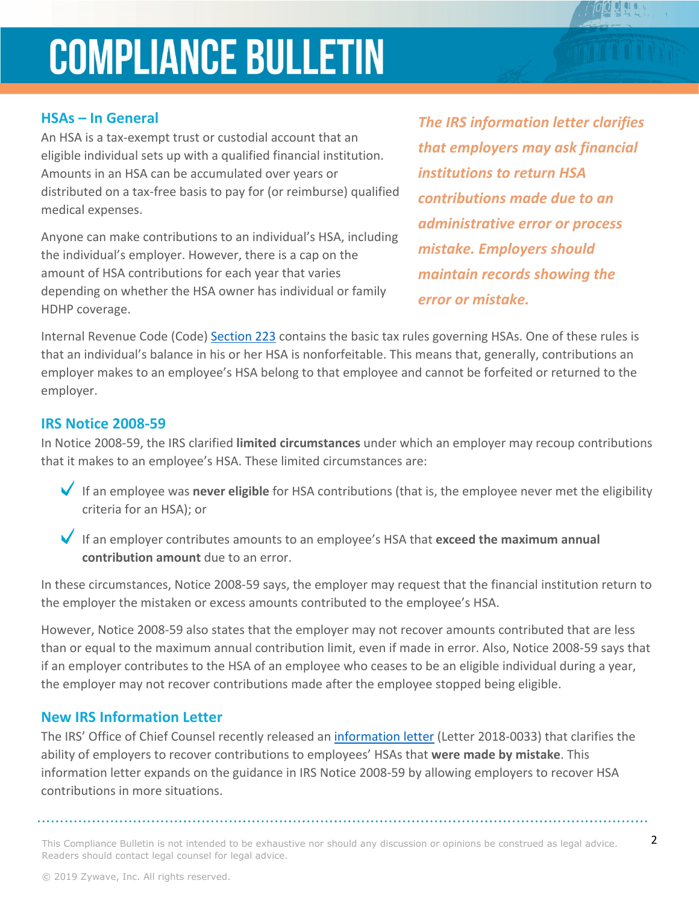## HSAs – In General

An HSA is a tax-exempt trust or custodial account that an eligible individual sets up with a qualified financial institution. Amounts in an HSA can be accumulated over years or distributed on a tax-free basis to pay for (or reimburse) qualified medical expenses.

Anyone can make contributions to an individual's HSA, including the individual's employer. However, there is a cap on the amount of HSA contributions for each year that varies depending on whether the HSA owner has individual or family HDHP coverage.

***The IRS information letter clarifies that employers may ask financial institutions to return HSA contributions made due to an administrative error or process mistake. Employers should maintain records showing the error or mistake.***

Internal Revenue Code (Code) Section 223 contains the basic tax rules governing HSAs. One of these rules is that an individual's balance in his or her HSA is nonforfeitable. This means that, generally, contributions an employer makes to an employee's HSA belong to that employee and cannot be forfeited or returned to the employer.

## IRS Notice 2008-59

In Notice 2008-59, the IRS clarified **limited circumstances** under which an employer may recoup contributions that it makes to an employee's HSA. These limited circumstances are:

- If an employee was **never eligible** for HSA contributions (that is, the employee never met the eligibility criteria for an HSA); or
- If an employer contributes amounts to an employee's HSA that **exceed the maximum annual contribution amount** due to an error.

In these circumstances, Notice 2008-59 says, the employer may request that the financial institution return to the employer the mistaken or excess amounts contributed to the employee's HSA.

However, Notice 2008-59 also states that the employer may not recover amounts contributed that are less than or equal to the maximum annual contribution limit, even if made in error. Also, Notice 2008-59 says that if an employer contributes to the HSA of an employee who ceases to be an eligible individual during a year, the employer may not recover contributions made after the employee stopped being eligible.

## New IRS Information Letter

The IRS' Office of Chief Counsel recently released an information letter (Letter 2018-0033) that clarifies the ability of employers to recover contributions to employees' HSAs that **were made by mistake**. This information letter expands on the guidance in IRS Notice 2008-59 by allowing employers to recover HSA contributions in more situations.

This Compliance Bulletin is not intended to be exhaustive nor should any discussion or opinions be construed as legal advice. Readers should contact legal counsel for legal advice.

© 2019 Zywave, Inc. All rights reserved.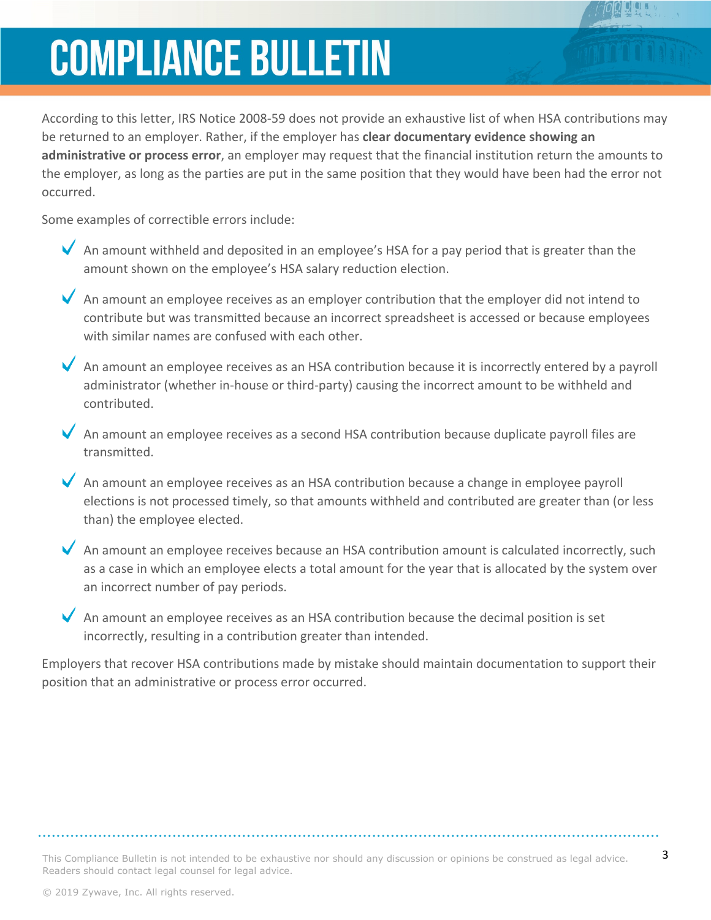According to this letter, IRS Notice 2008-59 does not provide an exhaustive list of when HSA contributions may be returned to an employer. Rather, if the employer has **clear documentary evidence showing an administrative or process error**, an employer may request that the financial institution return the amounts to the employer, as long as the parties are put in the same position that they would have been had the error not occurred.

Some examples of correctible errors include:

- An amount withheld and deposited in an employee's HSA for a pay period that is greater than the amount shown on the employee's HSA salary reduction election.
- An amount an employee receives as an employer contribution that the employer did not intend to contribute but was transmitted because an incorrect spreadsheet is accessed or because employees with similar names are confused with each other.
- An amount an employee receives as an HSA contribution because it is incorrectly entered by a payroll administrator (whether in-house or third-party) causing the incorrect amount to be withheld and contributed.
- An amount an employee receives as a second HSA contribution because duplicate payroll files are transmitted.
- An amount an employee receives as an HSA contribution because a change in employee payroll elections is not processed timely, so that amounts withheld and contributed are greater than (or less than) the employee elected.
- An amount an employee receives because an HSA contribution amount is calculated incorrectly, such as a case in which an employee elects a total amount for the year that is allocated by the system over an incorrect number of pay periods.
- An amount an employee receives as an HSA contribution because the decimal position is set incorrectly, resulting in a contribution greater than intended.

Employers that recover HSA contributions made by mistake should maintain documentation to support their position that an administrative or process error occurred.

This Compliance Bulletin is not intended to be exhaustive nor should any discussion or opinions be construed as legal advice. Readers should contact legal counsel for legal advice.

© 2019 Zywave, Inc. All rights reserved.